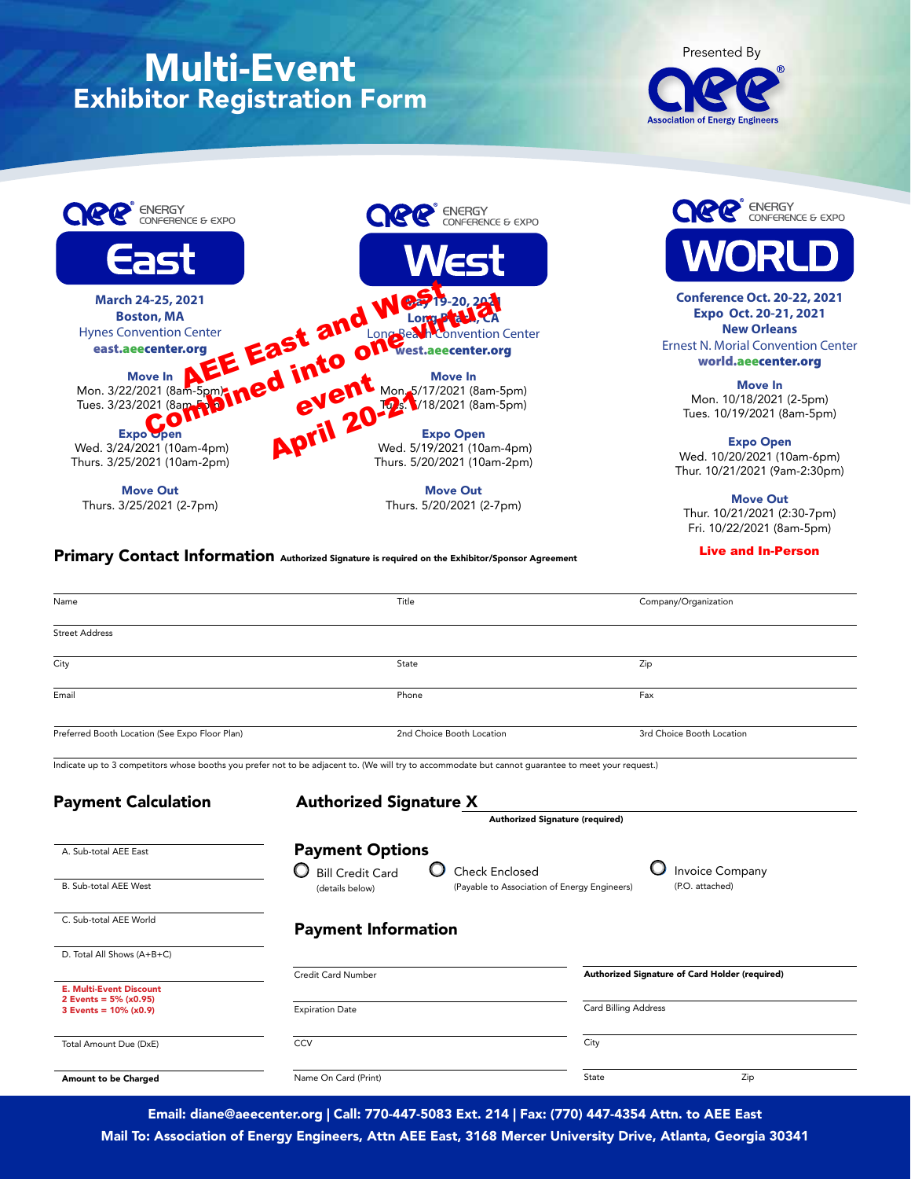# Multi-Event Exhibitor Registration Form

Presented By

Association of Energy Engineers

## AEE ENERGY CONFERENCE & EXPO — East

**March 24-25, 2021**
**Boston, MA**
Hynes Convention Center
**east.aeecenter.org**

**Move In**
Mon. 3/22/2021 (8am-5pm)
Tues. 3/23/2021 (8am-5pm)

**Expo Open**
Wed. 3/24/2021 (10am-4pm)
Thurs. 3/25/2021 (10am-2pm)

**Move Out**
Thurs. 3/25/2021 (2-7pm)

## AEE ENERGY CONFERENCE & EXPO — West

**May 19-20, 2021**
**Long Beach, CA**
Long Beach Convention Center
**west.aeecenter.org**

**Move In**
Mon. 5/17/2021 (8am-5pm)
Tues. 5/18/2021 (8am-5pm)

**Expo Open**
Wed. 5/19/2021 (10am-4pm)
Thurs. 5/20/2021 (10am-2pm)

**Move Out**
Thurs. 5/20/2021 (2-7pm)

AEE East and West Combined into one virtual event April 20-21

## AEE ENERGY CONFERENCE & EXPO — WORLD

**Conference Oct. 20-22, 2021**
**Expo Oct. 20-21, 2021**
**New Orleans**
Ernest N. Morial Convention Center
**world.aeecenter.org**

**Move In**
Mon. 10/18/2021 (2-5pm)
Tues. 10/19/2021 (8am-5pm)

**Expo Open**
Wed. 10/20/2021 (10am-6pm)
Thur. 10/21/2021 (9am-2:30pm)

**Move Out**
Thur. 10/21/2021 (2:30-7pm)
Fri. 10/22/2021 (8am-5pm)

**Live and In-Person**

## Primary Contact Information **Authorized Signature is required on the Exhibitor/Sponsor Agreement**

| Name | Title | Company/Organization |
|---|---|---|
| Street Address | | |
| City | State | Zip |
| Email | Phone | Fax |
| Preferred Booth Location (See Expo Floor Plan) | 2nd Choice Booth Location | 3rd Choice Booth Location |

Indicate up to 3 competitors whose booths you prefer not to be adjacent to. (We will try to accommodate but cannot guarantee to meet your request.)

## Payment Calculation

A. Sub-total AEE East

B. Sub-total AEE West

C. Sub-total AEE World

D. Total All Shows (A+B+C)

**E. Multi-Event Discount**
**2 Events = 5% (x0.95)**
**3 Events = 10% (x0.9)**

Total Amount Due (DxE)

**Amount to be Charged**

## Authorized Signature X

**Authorized Signature (required)**

## Payment Options

- ○ Bill Credit Card (details below)
- ○ Check Enclosed (Payable to Association of Energy Engineers)
- ○ Invoice Company (P.O. attached)

## Payment Information

| | |
|---|---|
| Credit Card Number | **Authorized Signature of Card Holder (required)** |
| Expiration Date | Card Billing Address |
| CCV | City |
| Name On Card (Print) | State / Zip |

**Email: diane@aeecenter.org | Call: 770-447-5083 Ext. 214 | Fax: (770) 447-4354 Attn. to AEE East**
**Mail To: Association of Energy Engineers, Attn AEE East, 3168 Mercer University Drive, Atlanta, Georgia 30341**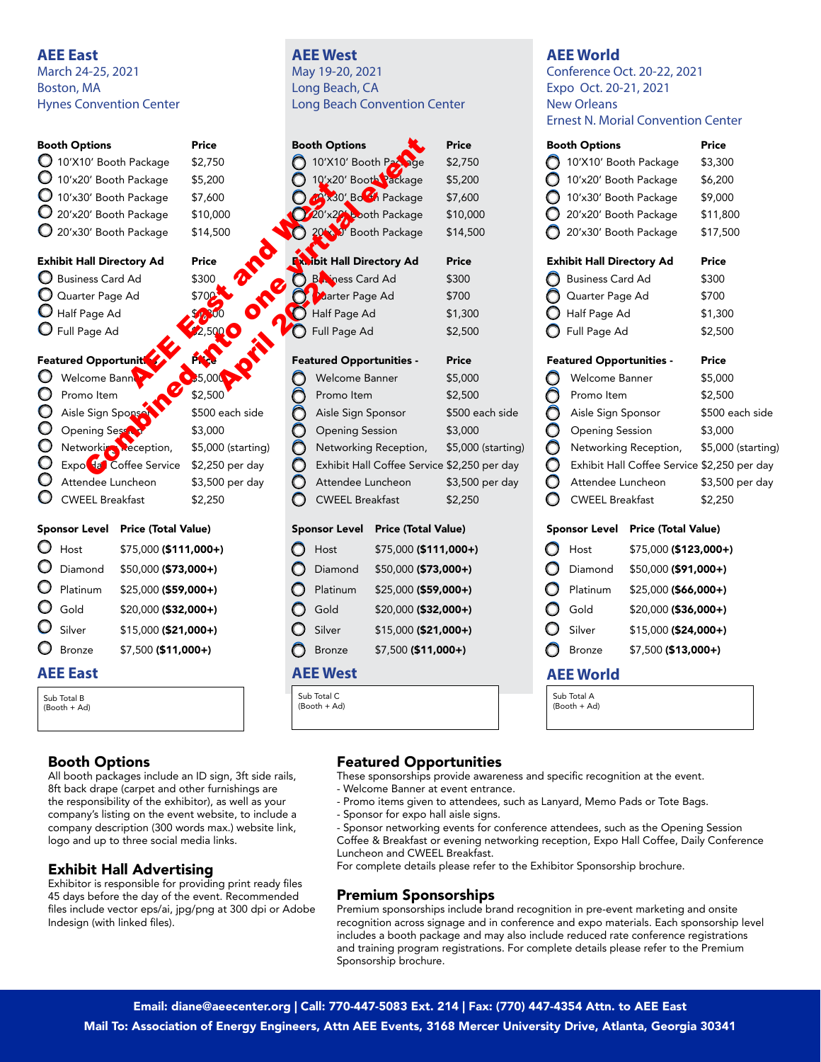## AEE East

March 24-25, 2021
Boston, MA
Hynes Convention Center

| Booth Options | Price |
|---|---|
| 10'X10' Booth Package | $2,750 |
| 10'x20' Booth Package | $5,200 |
| 10'x30' Booth Package | $7,600 |
| 20'x20' Booth Package | $10,000 |
| 20'x30' Booth Package | $14,500 |

| Exhibit Hall Directory Ad | Price |
|---|---|
| Business Card Ad | $300 |
| Quarter Page Ad | $700 |
| Half Page Ad | $1,300 |
| Full Page Ad | $2,500 |

| Featured Opportunities - | Price |
|---|---|
| Welcome Banner | $5,000 |
| Promo Item | $2,500 |
| Aisle Sign Sponsor | $500 each side |
| Opening Session | $3,000 |
| Networking Reception, | $5,000 (starting) |
| Expo Hall Coffee Service | $2,250 per day |
| Attendee Luncheon | $3,500 per day |
| CWEEL Breakfast | $2,250 |

| Sponsor Level | Price (Total Value) |
|---|---|
| Host | $75,000 **($111,000+)** |
| Diamond | $50,000 **($73,000+)** |
| Platinum | $25,000 **($59,000+)** |
| Gold | $20,000 **($32,000+)** |
| Silver | $15,000 **($21,000+)** |
| Bronze | $7,500 **($11,000+)** |

**AEE East**

Sub Total B
(Booth + Ad)

AEE East and West Combined into one virtual event April 2021

## AEE West

May 19-20, 2021
Long Beach, CA
Long Beach Convention Center

| Booth Options | Price |
|---|---|
| 10'X10' Booth Package | $2,750 |
| 10'x20' Booth Package | $5,200 |
| 10'x30' Booth Package | $7,600 |
| 20'x20' Booth Package | $10,000 |
| 20'x30' Booth Package | $14,500 |

| Exhibit Hall Directory Ad | Price |
|---|---|
| Business Card Ad | $300 |
| Quarter Page Ad | $700 |
| Half Page Ad | $1,300 |
| Full Page Ad | $2,500 |

| Featured Opportunities - | Price |
|---|---|
| Welcome Banner | $5,000 |
| Promo Item | $2,500 |
| Aisle Sign Sponsor | $500 each side |
| Opening Session | $3,000 |
| Networking Reception, | $5,000 (starting) |
| Exhibit Hall Coffee Service | $2,250 per day |
| Attendee Luncheon | $3,500 per day |
| CWEEL Breakfast | $2,250 |

| Sponsor Level | Price (Total Value) |
|---|---|
| Host | $75,000 **($111,000+)** |
| Diamond | $50,000 **($73,000+)** |
| Platinum | $25,000 **($59,000+)** |
| Gold | $20,000 **($32,000+)** |
| Silver | $15,000 **($21,000+)** |
| Bronze | $7,500 **($11,000+)** |

**AEE West**

Sub Total C
(Booth + Ad)

## AEE World

Conference Oct. 20-22, 2021
Expo Oct. 20-21, 2021
New Orleans
Ernest N. Morial Convention Center

| Booth Options | Price |
|---|---|
| 10'X10' Booth Package | $3,300 |
| 10'x20' Booth Package | $6,200 |
| 10'x30' Booth Package | $9,000 |
| 20'x20' Booth Package | $11,800 |
| 20'x30' Booth Package | $17,500 |

| Exhibit Hall Directory Ad | Price |
|---|---|
| Business Card Ad | $300 |
| Quarter Page Ad | $700 |
| Half Page Ad | $1,300 |
| Full Page Ad | $2,500 |

| Featured Opportunities - | Price |
|---|---|
| Welcome Banner | $5,000 |
| Promo Item | $2,500 |
| Aisle Sign Sponsor | $500 each side |
| Opening Session | $3,000 |
| Networking Reception, | $5,000 (starting) |
| Exhibit Hall Coffee Service | $2,250 per day |
| Attendee Luncheon | $3,500 per day |
| CWEEL Breakfast | $2,250 |

| Sponsor Level | Price (Total Value) |
|---|---|
| Host | $75,000 **($123,000+)** |
| Diamond | $50,000 **($91,000+)** |
| Platinum | $25,000 **($66,000+)** |
| Gold | $20,000 **($36,000+)** |
| Silver | $15,000 **($24,000+)** |
| Bronze | $7,500 **($13,000+)** |

**AEE World**

Sub Total A
(Booth + Ad)

### Booth Options

All booth packages include an ID sign, 3ft side rails, 8ft back drape (carpet and other furnishings are the responsibility of the exhibitor), as well as your company's listing on the event website, to include a company description (300 words max.) website link, logo and up to three social media links.

### Exhibit Hall Advertising

Exhibitor is responsible for providing print ready files 45 days before the day of the event. Recommended files include vector eps/ai, jpg/png at 300 dpi or Adobe Indesign (with linked files).

### Featured Opportunities

These sponsorships provide awareness and specific recognition at the event.
- Welcome Banner at event entrance.
- Promo items given to attendees, such as Lanyard, Memo Pads or Tote Bags.
- Sponsor for expo hall aisle signs.
- Sponsor networking events for conference attendees, such as the Opening Session Coffee & Breakfast or evening networking reception, Expo Hall Coffee, Daily Conference Luncheon and CWEEL Breakfast.

For complete details please refer to the Exhibitor Sponsorship brochure.

### Premium Sponsorships

Premium sponsorships include brand recognition in pre-event marketing and onsite recognition across signage and in conference and expo materials. Each sponsorship level includes a booth package and may also include reduced rate conference registrations and training program registrations. For complete details please refer to the Premium Sponsorship brochure.

**Email: diane@aeecenter.org | Call: 770-447-5083 Ext. 214 | Fax: (770) 447-4354 Attn. to AEE East**
**Mail To: Association of Energy Engineers, Attn AEE Events, 3168 Mercer University Drive, Atlanta, Georgia 30341**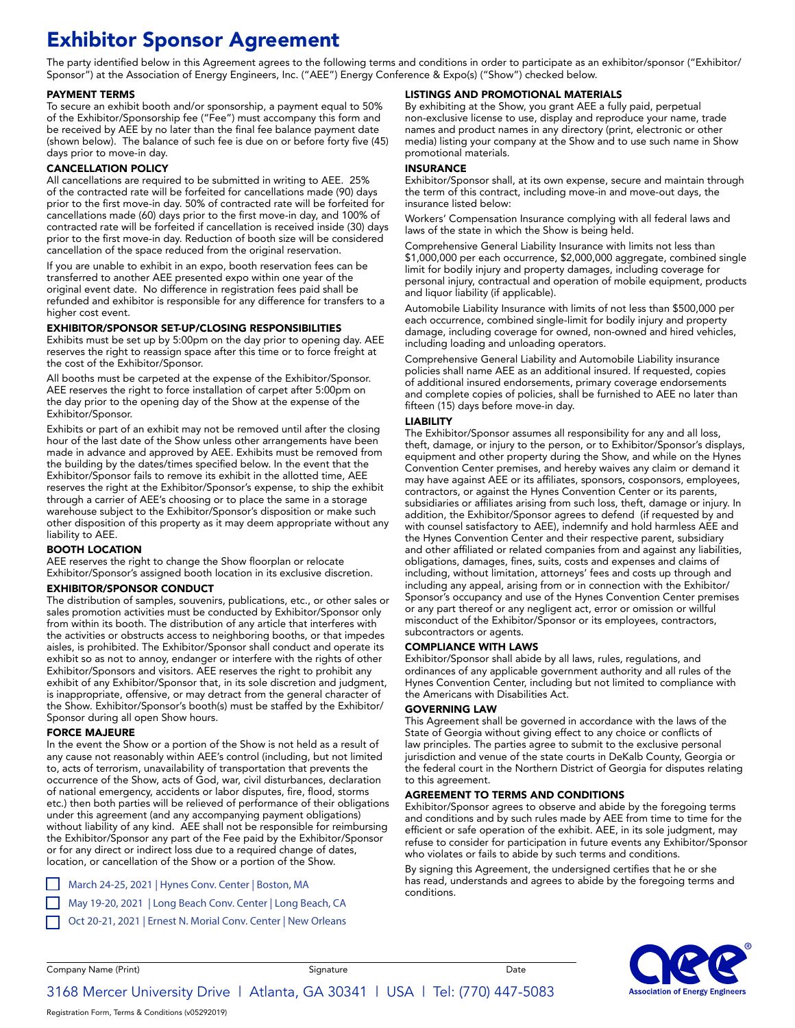# Exhibitor Sponsor Agreement

The party identified below in this Agreement agrees to the following terms and conditions in order to participate as an exhibitor/sponsor ("Exhibitor/Sponsor") at the Association of Energy Engineers, Inc. ("AEE") Energy Conference & Expo(s) ("Show") checked below.

## PAYMENT TERMS

To secure an exhibit booth and/or sponsorship, a payment equal to 50% of the Exhibitor/Sponsorship fee ("Fee") must accompany this form and be received by AEE by no later than the final fee balance payment date (shown below). The balance of such fee is due on or before forty five (45) days prior to move-in day.

## CANCELLATION POLICY

All cancellations are required to be submitted in writing to AEE. 25% of the contracted rate will be forfeited for cancellations made (90) days prior to the first move-in day. 50% of contracted rate will be forfeited for cancellations made (60) days prior to the first move-in day, and 100% of contracted rate will be forfeited if cancellation is received inside (30) days prior to the first move-in day. Reduction of booth size will be considered cancellation of the space reduced from the original reservation.

If you are unable to exhibit in an expo, booth reservation fees can be transferred to another AEE presented expo within one year of the original event date. No difference in registration fees paid shall be refunded and exhibitor is responsible for any difference for transfers to a higher cost event.

## EXHIBITOR/SPONSOR SET-UP/CLOSING RESPONSIBILITIES

Exhibits must be set up by 5:00pm on the day prior to opening day. AEE reserves the right to reassign space after this time or to force freight at the cost of the Exhibitor/Sponsor.

All booths must be carpeted at the expense of the Exhibitor/Sponsor. AEE reserves the right to force installation of carpet after 5:00pm on the day prior to the opening day of the Show at the expense of the Exhibitor/Sponsor.

Exhibits or part of an exhibit may not be removed until after the closing hour of the last date of the Show unless other arrangements have been made in advance and approved by AEE. Exhibits must be removed from the building by the dates/times specified below. In the event that the Exhibitor/Sponsor fails to remove its exhibit in the allotted time, AEE reserves the right at the Exhibitor/Sponsor's expense, to ship the exhibit through a carrier of AEE's choosing or to place the same in a storage warehouse subject to the Exhibitor/Sponsor's disposition or make such other disposition of this property as it may deem appropriate without any liability to AEE.

## BOOTH LOCATION

AEE reserves the right to change the Show floorplan or relocate Exhibitor/Sponsor's assigned booth location in its exclusive discretion.

## EXHIBITOR/SPONSOR CONDUCT

The distribution of samples, souvenirs, publications, etc., or other sales or sales promotion activities must be conducted by Exhibitor/Sponsor only from within its booth. The distribution of any article that interferes with the activities or obstructs access to neighboring booths, or that impedes aisles, is prohibited. The Exhibitor/Sponsor shall conduct and operate its exhibit so as not to annoy, endanger or interfere with the rights of other Exhibitor/Sponsors and visitors. AEE reserves the right to prohibit any exhibit of any Exhibitor/Sponsor that, in its sole discretion and judgment, is inappropriate, offensive, or may detract from the general character of the Show. Exhibitor/Sponsor's booth(s) must be staffed by the Exhibitor/Sponsor during all open Show hours.

## FORCE MAJEURE

In the event the Show or a portion of the Show is not held as a result of any cause not reasonably within AEE's control (including, but not limited to, acts of terrorism, unavailability of transportation that prevents the occurrence of the Show, acts of God, war, civil disturbances, declaration of national emergency, accidents or labor disputes, fire, flood, storms etc.) then both parties will be relieved of performance of their obligations under this agreement (and any accompanying payment obligations) without liability of any kind. AEE shall not be responsible for reimbursing the Exhibitor/Sponsor any part of the Fee paid by the Exhibitor/Sponsor or for any direct or indirect loss due to a required change of dates, location, or cancellation of the Show or a portion of the Show.

- ☐ March 24-25, 2021 | Hynes Conv. Center | Boston, MA
- ☐ May 19-20, 2021 | Long Beach Conv. Center | Long Beach, CA
- ☐ Oct 20-21, 2021 | Ernest N. Morial Conv. Center | New Orleans

## LISTINGS AND PROMOTIONAL MATERIALS

By exhibiting at the Show, you grant AEE a fully paid, perpetual non-exclusive license to use, display and reproduce your name, trade names and product names in any directory (print, electronic or other media) listing your company at the Show and to use such name in Show promotional materials.

## INSURANCE

Exhibitor/Sponsor shall, at its own expense, secure and maintain through the term of this contract, including move-in and move-out days, the insurance listed below:

Workers' Compensation Insurance complying with all federal laws and laws of the state in which the Show is being held.

Comprehensive General Liability Insurance with limits not less than $1,000,000 per each occurrence, $2,000,000 aggregate, combined single limit for bodily injury and property damages, including coverage for personal injury, contractual and operation of mobile equipment, products and liquor liability (if applicable).

Automobile Liability Insurance with limits of not less than $500,000 per each occurrence, combined single-limit for bodily injury and property damage, including coverage for owned, non-owned and hired vehicles, including loading and unloading operators.

Comprehensive General Liability and Automobile Liability insurance policies shall name AEE as an additional insured. If requested, copies of additional insured endorsements, primary coverage endorsements and complete copies of policies, shall be furnished to AEE no later than fifteen (15) days before move-in day.

## LIABILITY

The Exhibitor/Sponsor assumes all responsibility for any and all loss, theft, damage, or injury to the person, or to Exhibitor/Sponsor's displays, equipment and other property during the Show, and while on the Hynes Convention Center premises, and hereby waives any claim or demand it may have against AEE or its affiliates, sponsors, cosponsors, employees, contractors, or against the Hynes Convention Center or its parents, subsidiaries or affiliates arising from such loss, theft, damage or injury. In addition, the Exhibitor/Sponsor agrees to defend (if requested by and with counsel satisfactory to AEE), indemnify and hold harmless AEE and the Hynes Convention Center and their respective parent, subsidiary and other affiliated or related companies from and against any liabilities, obligations, damages, fines, suits, costs and expenses and claims of including, without limitation, attorneys' fees and costs up through and including any appeal, arising from or in connection with the Exhibitor/Sponsor's occupancy and use of the Hynes Convention Center premises or any part thereof or any negligent act, error or omission or willful misconduct of the Exhibitor/Sponsor or its employees, contractors, subcontractors or agents.

## COMPLIANCE WITH LAWS

Exhibitor/Sponsor shall abide by all laws, rules, regulations, and ordinances of any applicable government authority and all rules of the Hynes Convention Center, including but not limited to compliance with the Americans with Disabilities Act.

## GOVERNING LAW

This Agreement shall be governed in accordance with the laws of the State of Georgia without giving effect to any choice or conflicts of law principles. The parties agree to submit to the exclusive personal jurisdiction and venue of the state courts in DeKalb County, Georgia or the federal court in the Northern District of Georgia for disputes relating to this agreement.

## AGREEMENT TO TERMS AND CONDITIONS

Exhibitor/Sponsor agrees to observe and abide by the foregoing terms and conditions and by such rules made by AEE from time to time for the efficient or safe operation of the exhibit. AEE, in its sole judgment, may refuse to consider for participation in future events any Exhibitor/Sponsor who violates or fails to abide by such terms and conditions.

By signing this Agreement, the undersigned certifies that he or she has read, understands and agrees to abide by the foregoing terms and conditions.

Company Name (Print) ____________________ Signature ____________________ Date ____________________

3168 Mercer University Drive | Atlanta, GA 30341 | USA | Tel: (770) 447-5083

Association of Energy Engineers

Registration Form, Terms & Conditions (v05292019)